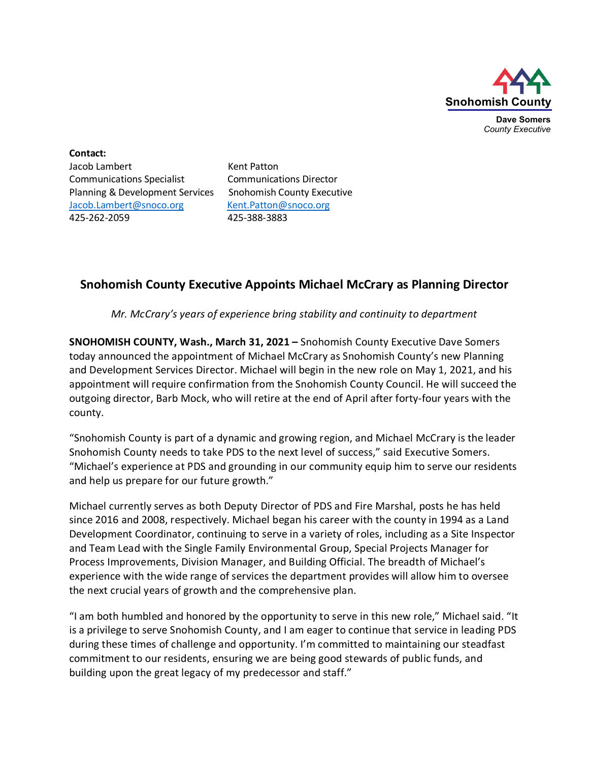Snohomish County

**Dave Somers**
*County Executive*

**Contact:**

Jacob Lambert
Communications Specialist
Planning & Development Services
Jacob.Lambert@snoco.org
425-262-2059

Kent Patton
Communications Director
Snohomish County Executive
Kent.Patton@snoco.org
425-388-3883

## Snohomish County Executive Appoints Michael McCrary as Planning Director

*Mr. McCrary's years of experience bring stability and continuity to department*

**SNOHOMISH COUNTY, Wash., March 31, 2021 –** Snohomish County Executive Dave Somers today announced the appointment of Michael McCrary as Snohomish County's new Planning and Development Services Director. Michael will begin in the new role on May 1, 2021, and his appointment will require confirmation from the Snohomish County Council. He will succeed the outgoing director, Barb Mock, who will retire at the end of April after forty-four years with the county.

"Snohomish County is part of a dynamic and growing region, and Michael McCrary is the leader Snohomish County needs to take PDS to the next level of success," said Executive Somers. "Michael's experience at PDS and grounding in our community equip him to serve our residents and help us prepare for our future growth."

Michael currently serves as both Deputy Director of PDS and Fire Marshal, posts he has held since 2016 and 2008, respectively. Michael began his career with the county in 1994 as a Land Development Coordinator, continuing to serve in a variety of roles, including as a Site Inspector and Team Lead with the Single Family Environmental Group, Special Projects Manager for Process Improvements, Division Manager, and Building Official. The breadth of Michael's experience with the wide range of services the department provides will allow him to oversee the next crucial years of growth and the comprehensive plan.

"I am both humbled and honored by the opportunity to serve in this new role," Michael said. "It is a privilege to serve Snohomish County, and I am eager to continue that service in leading PDS during these times of challenge and opportunity. I'm committed to maintaining our steadfast commitment to our residents, ensuring we are being good stewards of public funds, and building upon the great legacy of my predecessor and staff."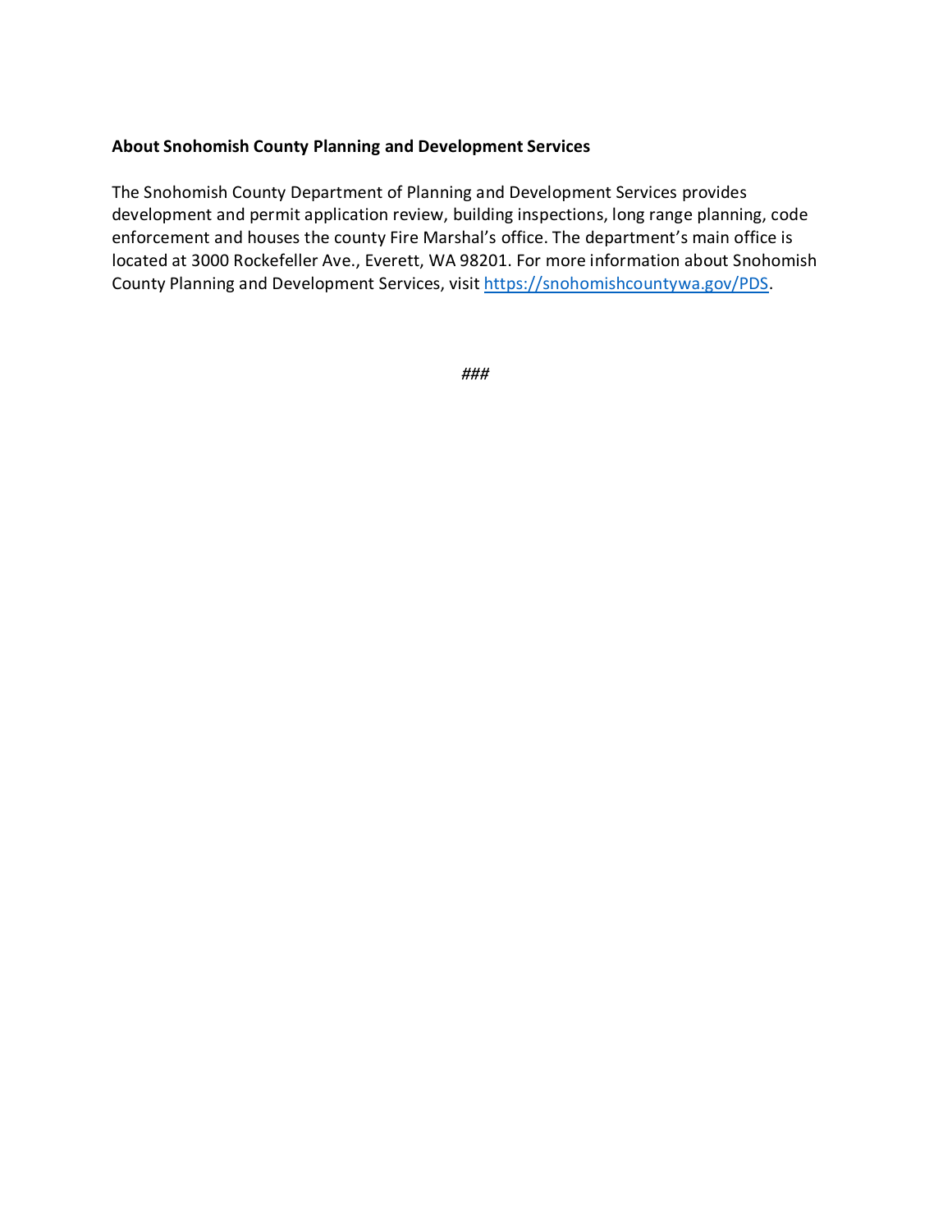**About Snohomish County Planning and Development Services**

The Snohomish County Department of Planning and Development Services provides development and permit application review, building inspections, long range planning, code enforcement and houses the county Fire Marshal's office. The department's main office is located at 3000 Rockefeller Ave., Everett, WA 98201. For more information about Snohomish County Planning and Development Services, visit [https://snohomishcountywa.gov/PDS](https://snohomishcountywa.gov/PDS).

###